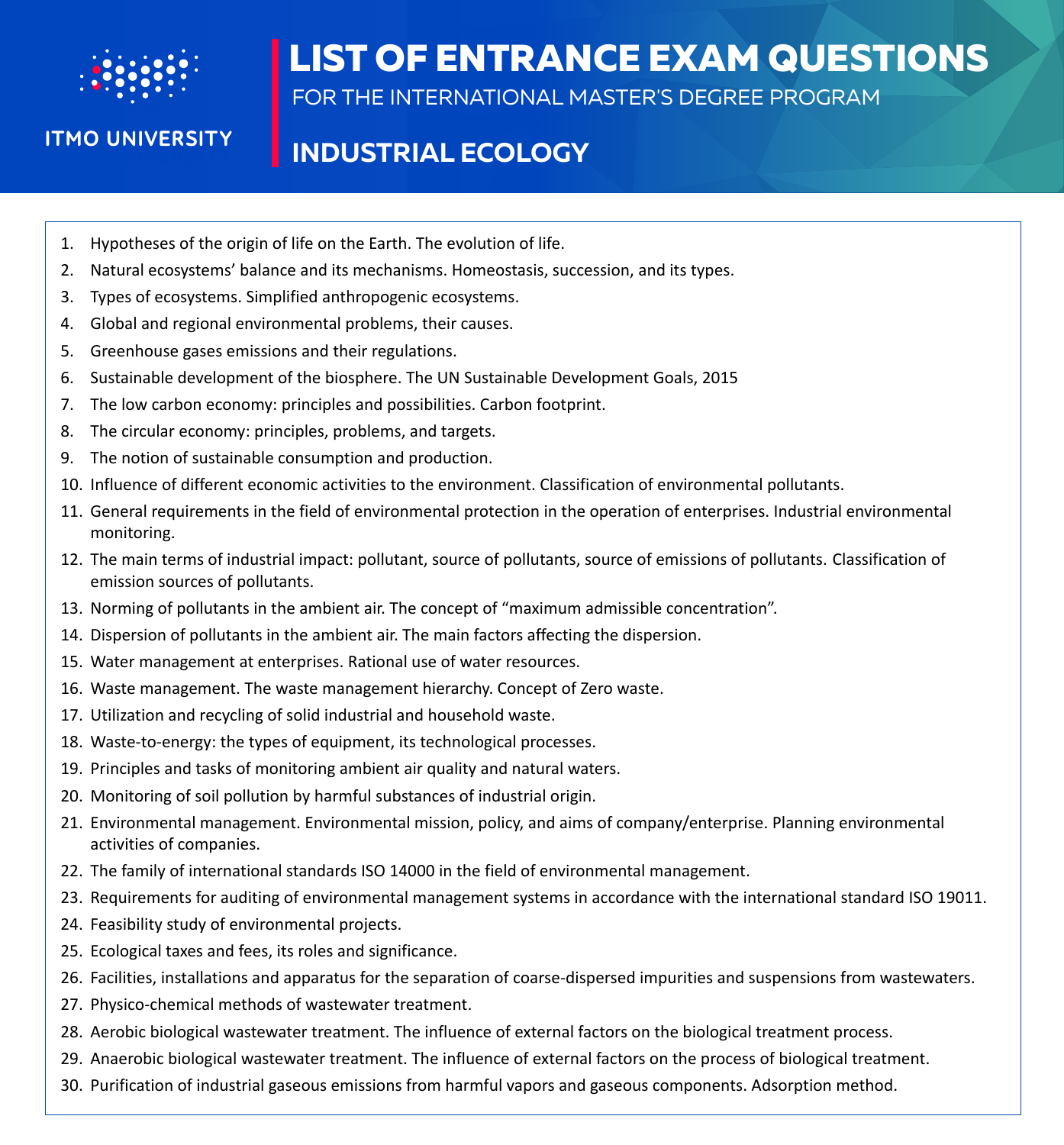ITMO UNIVERSITY

# LIST OF ENTRANCE EXAM QUESTIONS

FOR THE INTERNATIONAL MASTER'S DEGREE PROGRAM

## INDUSTRIAL ECOLOGY

1. Hypotheses of the origin of life on the Earth. The evolution of life.
2. Natural ecosystems' balance and its mechanisms. Homeostasis, succession, and its types.
3. Types of ecosystems. Simplified anthropogenic ecosystems.
4. Global and regional environmental problems, their causes.
5. Greenhouse gases emissions and their regulations.
6. Sustainable development of the biosphere. The UN Sustainable Development Goals, 2015
7. The low carbon economy: principles and possibilities. Carbon footprint.
8. The circular economy: principles, problems, and targets.
9. The notion of sustainable consumption and production.
10. Influence of different economic activities to the environment. Classification of environmental pollutants.
11. General requirements in the field of environmental protection in the operation of enterprises. Industrial environmental monitoring.
12. The main terms of industrial impact: pollutant, source of pollutants, source of emissions of pollutants. Classification of emission sources of pollutants.
13. Norming of pollutants in the ambient air. The concept of "maximum admissible concentration".
14. Dispersion of pollutants in the ambient air. The main factors affecting the dispersion.
15. Water management at enterprises. Rational use of water resources.
16. Waste management. The waste management hierarchy. Concept of Zero waste.
17. Utilization and recycling of solid industrial and household waste.
18. Waste-to-energy: the types of equipment, its technological processes.
19. Principles and tasks of monitoring ambient air quality and natural waters.
20. Monitoring of soil pollution by harmful substances of industrial origin.
21. Environmental management. Environmental mission, policy, and aims of company/enterprise. Planning environmental activities of companies.
22. The family of international standards ISO 14000 in the field of environmental management.
23. Requirements for auditing of environmental management systems in accordance with the international standard ISO 19011.
24. Feasibility study of environmental projects.
25. Ecological taxes and fees, its roles and significance.
26. Facilities, installations and apparatus for the separation of coarse-dispersed impurities and suspensions from wastewaters.
27. Physico-chemical methods of wastewater treatment.
28. Aerobic biological wastewater treatment. The influence of external factors on the biological treatment process.
29. Anaerobic biological wastewater treatment. The influence of external factors on the process of biological treatment.
30. Purification of industrial gaseous emissions from harmful vapors and gaseous components. Adsorption method.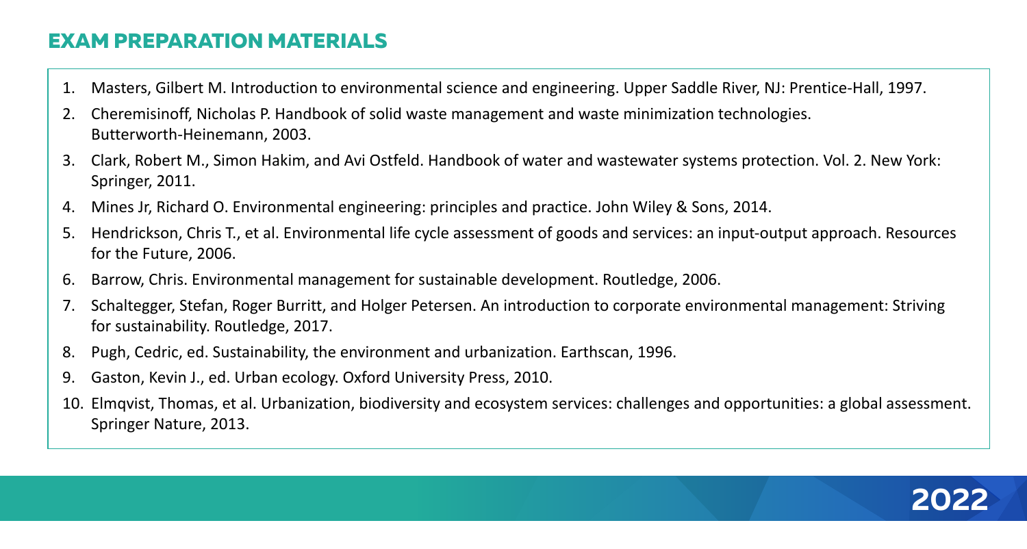## EXAM PREPARATION MATERIALS

1. Masters, Gilbert M. Introduction to environmental science and engineering. Upper Saddle River, NJ: Prentice-Hall, 1997.
2. Cheremisinoff, Nicholas P. Handbook of solid waste management and waste minimization technologies. Butterworth-Heinemann, 2003.
3. Clark, Robert M., Simon Hakim, and Avi Ostfeld. Handbook of water and wastewater systems protection. Vol. 2. New York: Springer, 2011.
4. Mines Jr, Richard O. Environmental engineering: principles and practice. John Wiley & Sons, 2014.
5. Hendrickson, Chris T., et al. Environmental life cycle assessment of goods and services: an input-output approach. Resources for the Future, 2006.
6. Barrow, Chris. Environmental management for sustainable development. Routledge, 2006.
7. Schaltegger, Stefan, Roger Burritt, and Holger Petersen. An introduction to corporate environmental management: Striving for sustainability. Routledge, 2017.
8. Pugh, Cedric, ed. Sustainability, the environment and urbanization. Earthscan, 1996.
9. Gaston, Kevin J., ed. Urban ecology. Oxford University Press, 2010.
10. Elmqvist, Thomas, et al. Urbanization, biodiversity and ecosystem services: challenges and opportunities: a global assessment. Springer Nature, 2013.